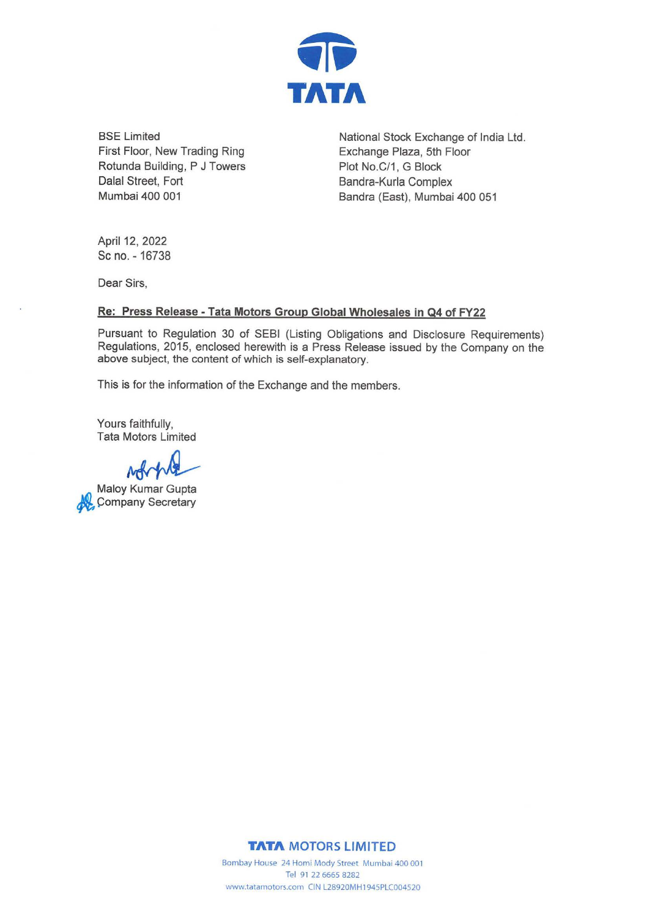TATA

BSE Limited
First Floor, New Trading Ring
Rotunda Building, P J Towers
Dalal Street, Fort
Mumbai 400 001

National Stock Exchange of India Ltd.
Exchange Plaza, 5th Floor
Plot No.C/1, G Block
Bandra-Kurla Complex
Bandra (East), Mumbai 400 051

April 12, 2022
Sc no. - 16738

Dear Sirs,

**Re: Press Release - Tata Motors Group Global Wholesales in Q4 of FY22**

Pursuant to Regulation 30 of SEBI (Listing Obligations and Disclosure Requirements) Regulations, 2015, enclosed herewith is a Press Release issued by the Company on the above subject, the content of which is self-explanatory.

This is for the information of the Exchange and the members.

Yours faithfully,
Tata Motors Limited

Maloy Kumar Gupta
Company Secretary

**TATA MOTORS LIMITED**
Bombay House 24 Homi Mody Street Mumbai 400 001
Tel 91 22 6665 8282
www.tatamotors.com CIN L28920MH1945PLC004520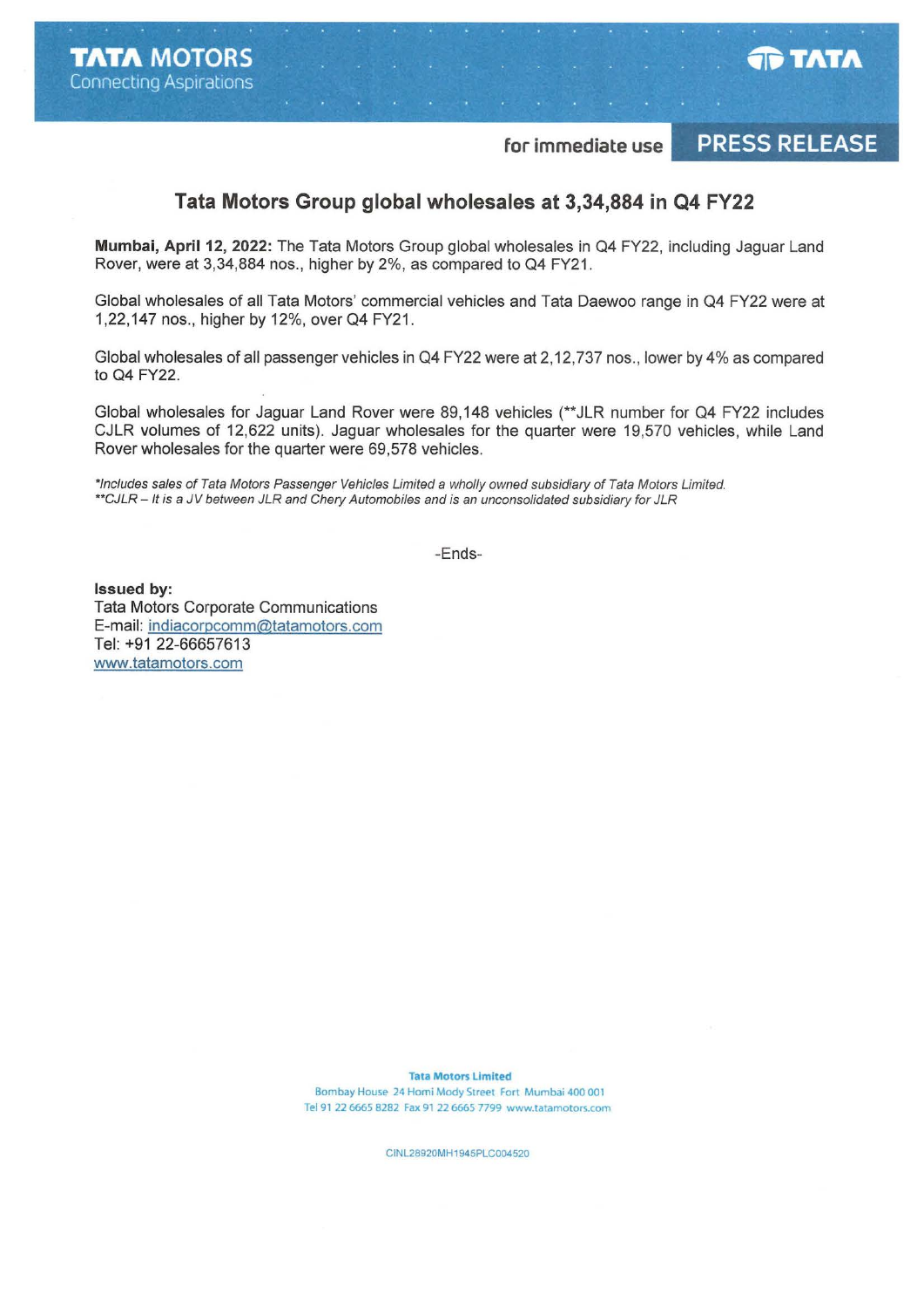TATA MOTORS
Connecting Aspirations

TATA

for immediate use **PRESS RELEASE**

## Tata Motors Group global wholesales at 3,34,884 in Q4 FY22

**Mumbai, April 12, 2022:** The Tata Motors Group global wholesales in Q4 FY22, including Jaguar Land Rover, were at 3,34,884 nos., higher by 2%, as compared to Q4 FY21.

Global wholesales of all Tata Motors' commercial vehicles and Tata Daewoo range in Q4 FY22 were at 1,22,147 nos., higher by 12%, over Q4 FY21.

Global wholesales of all passenger vehicles in Q4 FY22 were at 2,12,737 nos., lower by 4% as compared to Q4 FY22.

Global wholesales for Jaguar Land Rover were 89,148 vehicles (**JLR number for Q4 FY22 includes CJLR volumes of 12,622 units). Jaguar wholesales for the quarter were 19,570 vehicles, while Land Rover wholesales for the quarter were 69,578 vehicles.

*\*Includes sales of Tata Motors Passenger Vehicles Limited a wholly owned subsidiary of Tata Motors Limited.*
*\*\*CJLR – It is a JV between JLR and Chery Automobiles and is an unconsolidated subsidiary for JLR*

-Ends-

**Issued by:**
Tata Motors Corporate Communications
E-mail: indiacorpcomm@tatamotors.com
Tel: +91 22-66657613
www.tatamotors.com

**Tata Motors Limited**
Bombay House 24 Homi Mody Street Fort Mumbai 400 001
Tel 91 22 6665 8282 Fax 91 22 6665 7799 www.tatamotors.com

CINL28920MH1945PLC004520